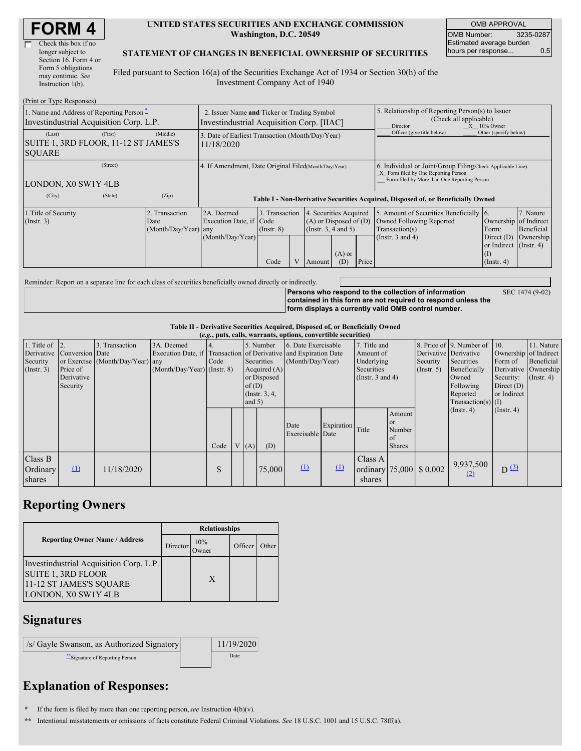# FORM 4

☐ Check this box if no longer subject to Section 16. Form 4 or Form 5 obligations may continue. *See* Instruction 1(b).

**UNITED STATES SECURITIES AND EXCHANGE COMMISSION**
**Washington, D.C. 20549**

**STATEMENT OF CHANGES IN BENEFICIAL OWNERSHIP OF SECURITIES**

Filed pursuant to Section 16(a) of the Securities Exchange Act of 1934 or Section 30(h) of the Investment Company Act of 1940

| OMB APPROVAL | |
|---|---|
| OMB Number: | 3235-0287 |
| Estimated average burden hours per response... | 0.5 |

(Print or Type Responses)

| 1. Name and Address of Reporting Person * | 2. Issuer Name and Ticker or Trading Symbol | 5. Relationship of Reporting Person(s) to Issuer (Check all applicable) |
|---|---|---|
| Investindustrial Acquisition Corp. L.P. | Investindustrial Acquisition Corp. [IIAC] | ___ Director _X_ 10% Owner ___ Officer (give title below) ___ Other (specify below) |
| (Last) (First) (Middle) SUITE 1, 3RD FLOOR, 11-12 ST JAMES'S SQUARE | 3. Date of Earliest Transaction (Month/Day/Year) 11/18/2020 | |
| (Street) LONDON, X0 SW1Y 4LB | 4. If Amendment, Date Original Filed (Month/Day/Year) | 6. Individual or Joint/Group Filing (Check Applicable Line) _X_ Form filed by One Reporting Person ___ Form filed by More than One Reporting Person |
| (City) (State) (Zip) | | |

**Table I - Non-Derivative Securities Acquired, Disposed of, or Beneficially Owned**

| 1.Title of Security (Instr. 3) | 2. Transaction Date (Month/Day/Year) | 2A. Deemed Execution Date, if any (Month/Day/Year) | 3. Transaction Code (Instr. 8) | | 4. Securities Acquired (A) or Disposed of (D) (Instr. 3, 4 and 5) | | | 5. Amount of Securities Beneficially Owned Following Reported Transaction(s) (Instr. 3 and 4) | 6. Ownership Form: Direct (D) or Indirect (I) (Instr. 4) | 7. Nature of Indirect Beneficial Ownership (Instr. 4) |
|---|---|---|---|---|---|---|---|---|---|---|
| | | | Code | V | Amount | (A) or (D) | Price | | | |

Reminder: Report on a separate line for each class of securities beneficially owned directly or indirectly.

**Persons who respond to the collection of information contained in this form are not required to respond unless the form displays a currently valid OMB control number.** SEC 1474 (9-02)

**Table II - Derivative Securities Acquired, Disposed of, or Beneficially Owned**
***(e.g., puts, calls, warrants, options, convertible securities)***

| 1. Title of Derivative Security (Instr. 3) | 2. Conversion or Exercise Price of Derivative Security | 3. Transaction Date (Month/Day/Year) | 3A. Deemed Execution Date, if any (Month/Day/Year) | 4. Transaction Code (Instr. 8) | | 5. Number of Derivative Securities Acquired (A) or Disposed of (D) (Instr. 3, 4, and 5) | | 6. Date Exercisable and Expiration Date (Month/Day/Year) | | 7. Title and Amount of Underlying Securities (Instr. 3 and 4) | | 8. Price of Derivative Security (Instr. 5) | 9. Number of Derivative Securities Beneficially Owned Following Reported Transaction(s) (Instr. 4) | 10. Ownership Form of Derivative Security: Direct (D) or Indirect (I) (Instr. 4) | 11. Nature of Indirect Beneficial Ownership (Instr. 4) |
|---|---|---|---|---|---|---|---|---|---|---|---|---|---|---|---|
| | | | | Code | V | (A) | (D) | Date Exercisable | Expiration Date | Title | Amount or Number of Shares | | | | |
| Class B Ordinary shares | (1) | 11/18/2020 | | S | | | 75,000 | (1) | (1) | Class A ordinary shares | 75,000 | $ 0.002 | 9,937,500 (2) | D (3) | |

## Reporting Owners

| Reporting Owner Name / Address | Relationships | | | |
|---|---|---|---|---|
| | Director | 10% Owner | Officer | Other |
| Investindustrial Acquisition Corp. L.P. SUITE 1, 3RD FLOOR 11-12 ST JAMES'S SQUARE LONDON, X0 SW1Y 4LB | | X | | |

## Signatures

| /s/ Gayle Swanson, as Authorized Signatory | 11/19/2020 |
|---|---|
| **Signature of Reporting Person | Date |

## Explanation of Responses:

\* If the form is filed by more than one reporting person, *see* Instruction 4(b)(v).

\*\* Intentional misstatements or omissions of facts constitute Federal Criminal Violations. *See* 18 U.S.C. 1001 and 15 U.S.C. 78ff(a).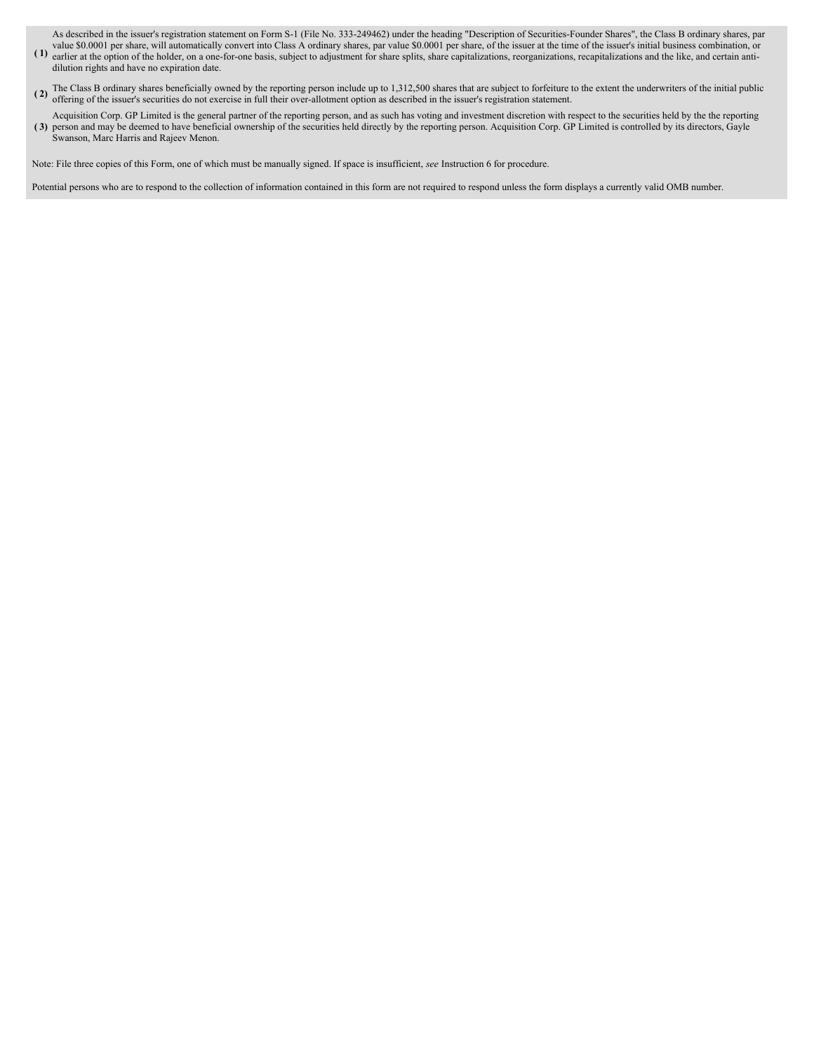**( 1)** As described in the issuer's registration statement on Form S-1 (File No. 333-249462) under the heading "Description of Securities-Founder Shares", the Class B ordinary shares, par value $0.0001 per share, will automatically convert into Class A ordinary shares, par value $0.0001 per share, of the issuer at the time of the issuer's initial business combination, or earlier at the option of the holder, on a one-for-one basis, subject to adjustment for share splits, share capitalizations, reorganizations, recapitalizations and the like, and certain anti-dilution rights and have no expiration date.

**( 2)** The Class B ordinary shares beneficially owned by the reporting person include up to 1,312,500 shares that are subject to forfeiture to the extent the underwriters of the initial public offering of the issuer's securities do not exercise in full their over-allotment option as described in the issuer's registration statement.

**( 3)** Acquisition Corp. GP Limited is the general partner of the reporting person, and as such has voting and investment discretion with respect to the securities held by the the reporting person and may be deemed to have beneficial ownership of the securities held directly by the reporting person. Acquisition Corp. GP Limited is controlled by its directors, Gayle Swanson, Marc Harris and Rajeev Menon.

Note: File three copies of this Form, one of which must be manually signed. If space is insufficient, *see* Instruction 6 for procedure.

Potential persons who are to respond to the collection of information contained in this form are not required to respond unless the form displays a currently valid OMB number.